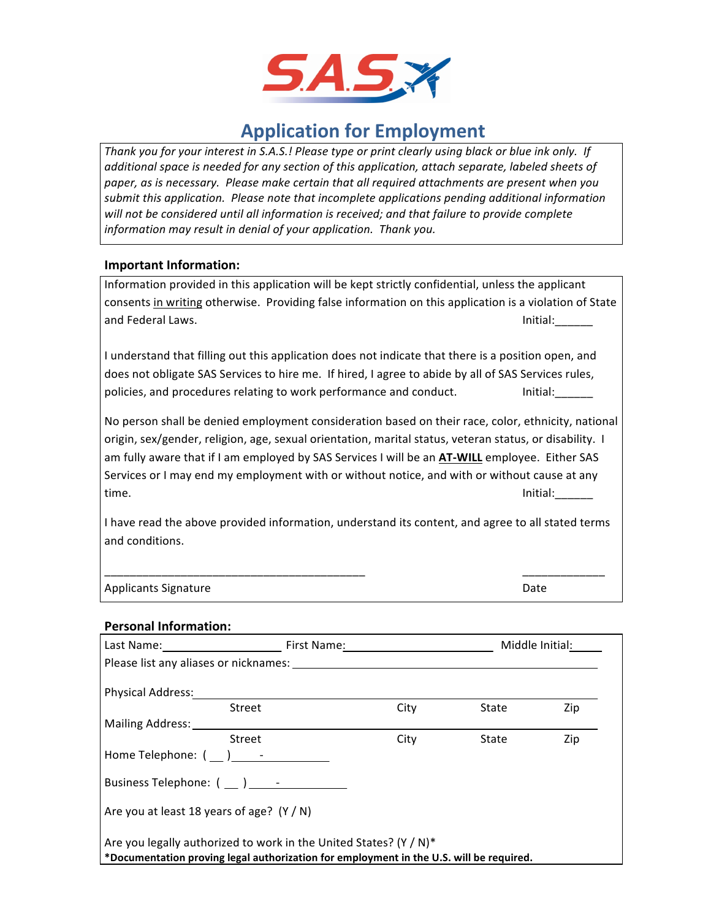# Application for Employment

*Thank you for your interest in S.A.S.! Please type or print clearly using black or blue ink only. If additional space is needed for any section of this application, attach separate, labeled sheets of paper, as is necessary. Please make certain that all required attachments are present when you submit this application. Please note that incomplete applications pending additional information will not be considered until all information is received; and that failure to provide complete information may result in denial of your application. Thank you.*

## Important Information:

Information provided in this application will be kept strictly confidential, unless the applicant consents in writing otherwise. Providing false information on this application is a violation of State and Federal Laws. Initial:______

I understand that filling out this application does not indicate that there is a position open, and does not obligate SAS Services to hire me. If hired, I agree to abide by all of SAS Services rules, policies, and procedures relating to work performance and conduct. Initial:______

No person shall be denied employment consideration based on their race, color, ethnicity, national origin, sex/gender, religion, age, sexual orientation, marital status, veteran status, or disability. I am fully aware that if I am employed by SAS Services I will be an **AT-WILL** employee. Either SAS Services or I may end my employment with or without notice, and with or without cause at any time. Initial:______

I have read the above provided information, understand its content, and agree to all stated terms and conditions.

________________________________________ _____________

Applicants Signature Date

## Personal Information:

Last Name:__________________ First Name:______________________ Middle Initial:____

Please list any aliases or nicknames: ______________________________________________

Physical Address:___________________________________________________________

Street City State Zip

Mailing Address: ___________________________________________________________

Street City State Zip

Home Telephone: ( __ )____-__________

Business Telephone: ( __ )____-__________

Are you at least 18 years of age? (Y / N)

Are you legally authorized to work in the United States? (Y / N)*

***Documentation proving legal authorization for employment in the U.S. will be required.**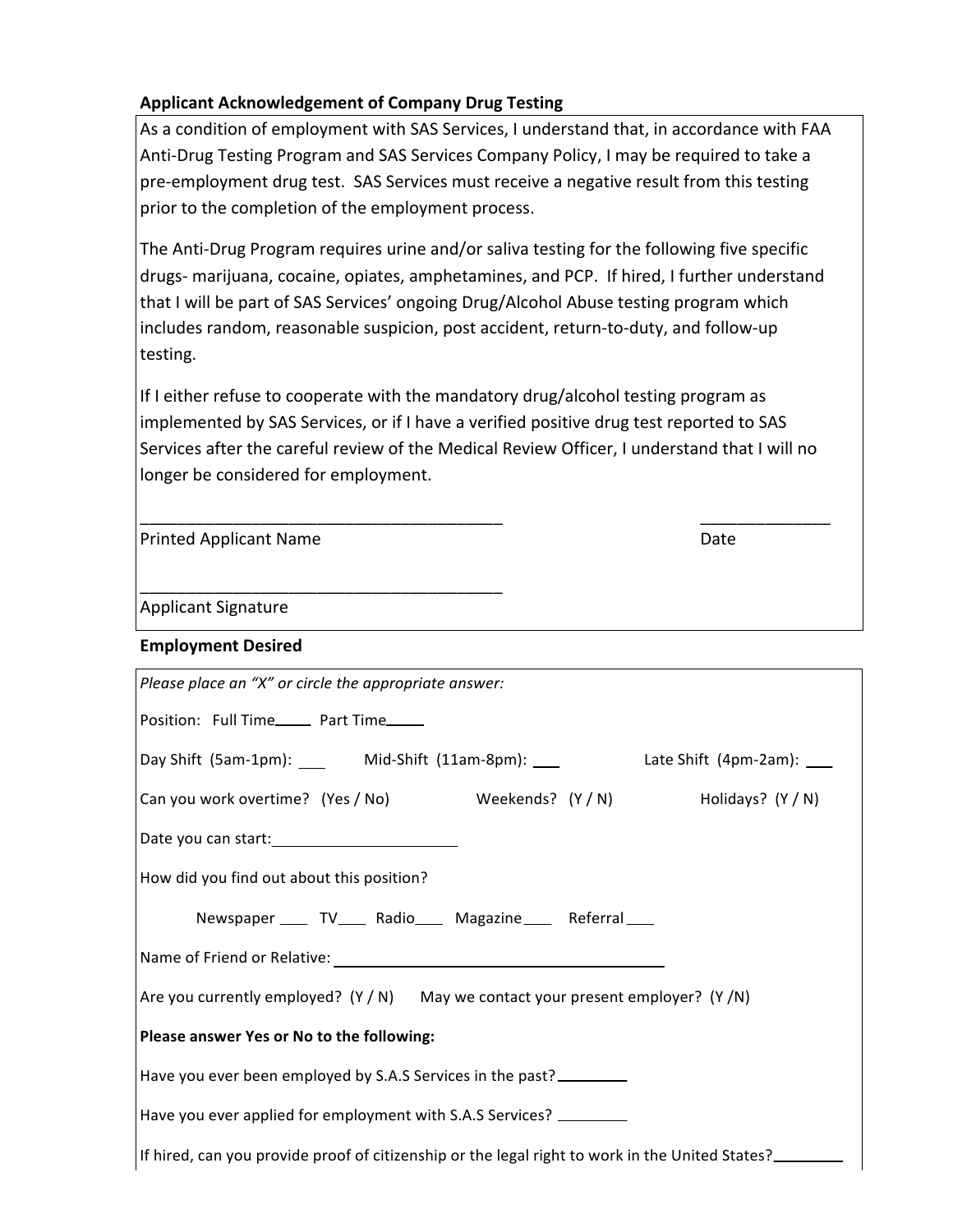### Applicant Acknowledgement of Company Drug Testing

As a condition of employment with SAS Services, I understand that, in accordance with FAA Anti-Drug Testing Program and SAS Services Company Policy, I may be required to take a pre-employment drug test. SAS Services must receive a negative result from this testing prior to the completion of the employment process.

The Anti-Drug Program requires urine and/or saliva testing for the following five specific drugs- marijuana, cocaine, opiates, amphetamines, and PCP. If hired, I further understand that I will be part of SAS Services' ongoing Drug/Alcohol Abuse testing program which includes random, reasonable suspicion, post accident, return-to-duty, and follow-up testing.

If I either refuse to cooperate with the mandatory drug/alcohol testing program as implemented by SAS Services, or if I have a verified positive drug test reported to SAS Services after the careful review of the Medical Review Officer, I understand that I will no longer be considered for employment.

________________________________________ ______________

Printed Applicant Name Date

________________________________________

Applicant Signature

### Employment Desired

*Please place an "X" or circle the appropriate answer:*

Position: Full Time_____ Part Time_____

Day Shift (5am-1pm): ___ Mid-Shift (11am-8pm): ___ Late Shift (4pm-2am): ___

Can you work overtime? (Yes / No) Weekends? (Y / N) Holidays? (Y / N)

Date you can start: ______________________

How did you find out about this position?

Newspaper ____ TV____ Radio____ Magazine____ Referral____

Name of Friend or Relative: ________________________________________

Are you currently employed? (Y / N) May we contact your present employer? (Y /N)

**Please answer Yes or No to the following:**

Have you ever been employed by S.A.S Services in the past? ________

Have you ever applied for employment with S.A.S Services? ________

If hired, can you provide proof of citizenship or the legal right to work in the United States? ________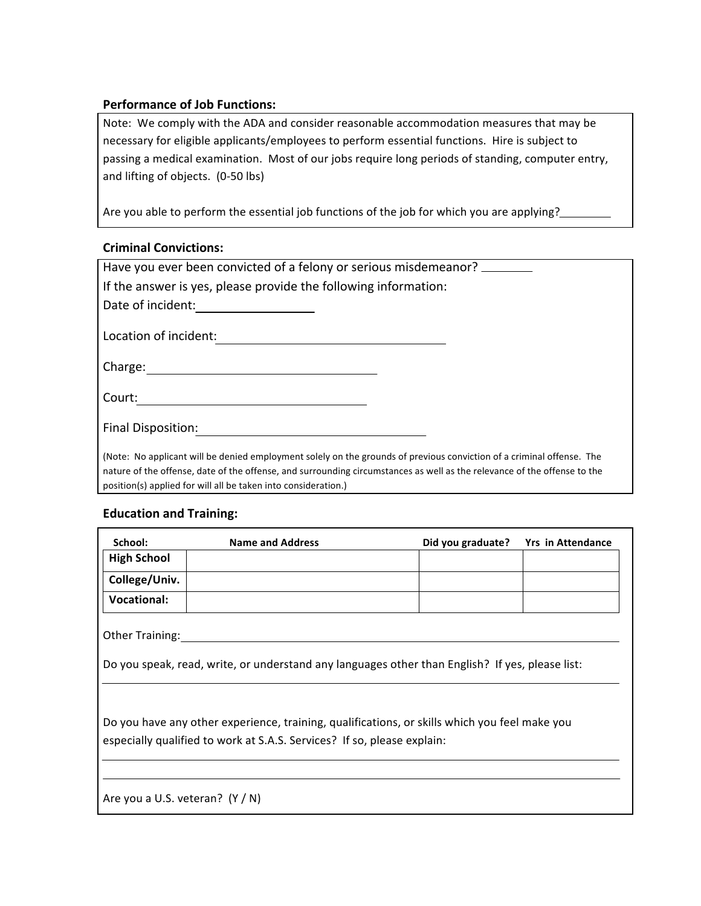### Performance of Job Functions:

Note: We comply with the ADA and consider reasonable accommodation measures that may be necessary for eligible applicants/employees to perform essential functions. Hire is subject to passing a medical examination. Most of our jobs require long periods of standing, computer entry, and lifting of objects. (0-50 lbs)

Are you able to perform the essential job functions of the job for which you are applying?________

### Criminal Convictions:

Have you ever been convicted of a felony or serious misdemeanor? ________

If the answer is yes, please provide the following information:

Date of incident:________________

Location of incident:________________________________

Charge:________________________________

Court:________________________________

Final Disposition:________________________________

(Note: No applicant will be denied employment solely on the grounds of previous conviction of a criminal offense. The nature of the offense, date of the offense, and surrounding circumstances as well as the relevance of the offense to the position(s) applied for will all be taken into consideration.)

### Education and Training:

| School: | Name and Address | Did you graduate? | Yrs in Attendance |
|---|---|---|---|
| **High School** | | | |
| **College/Univ.** | | | |
| **Vocational:** | | | |

Other Training:________________________________________________________________

Do you speak, read, write, or understand any languages other than English? If yes, please list:

________________________________________________________________

Do you have any other experience, training, qualifications, or skills which you feel make you especially qualified to work at S.A.S. Services? If so, please explain:

________________________________________________________________

________________________________________________________________

Are you a U.S. veteran? (Y / N)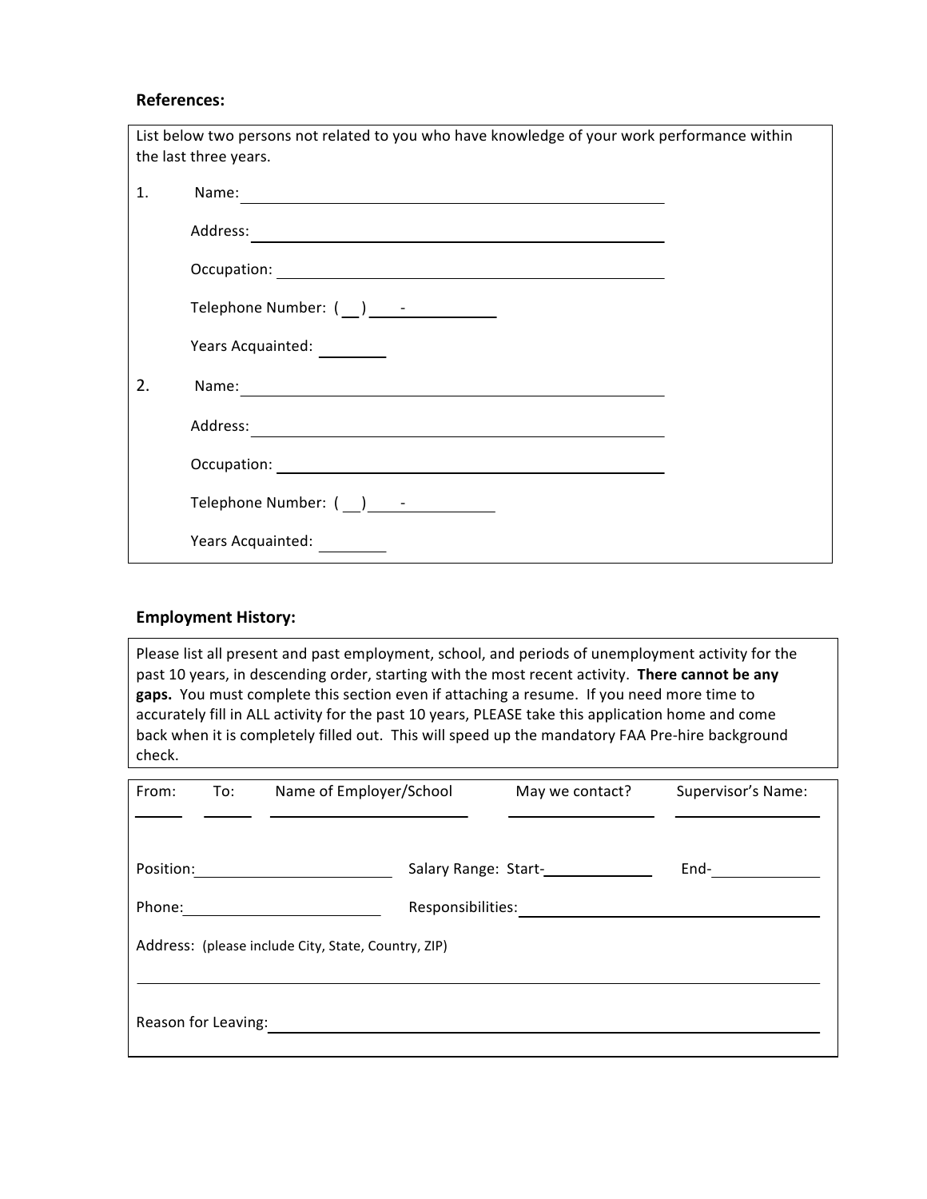**References:**

List below two persons not related to you who have knowledge of your work performance within the last three years.

1. Name: ______________________________

   Address: ______________________________

   Occupation: ______________________________

   Telephone Number: ( __ ) ____ - __________

   Years Acquainted: ________

2. Name: ______________________________

   Address: ______________________________

   Occupation: ______________________________

   Telephone Number: ( __ ) ____ - __________

   Years Acquainted: ________

**Employment History:**

Please list all present and past employment, school, and periods of unemployment activity for the past 10 years, in descending order, starting with the most recent activity. **There cannot be any gaps.** You must complete this section even if attaching a resume. If you need more time to accurately fill in ALL activity for the past 10 years, PLEASE take this application home and come back when it is completely filled out. This will speed up the mandatory FAA Pre-hire background check.

| From: | To: | Name of Employer/School | May we contact? | Supervisor's Name: |
|---|---|---|---|---|
| | | | | |

Position: ______________________ Salary Range: Start- ____________ End- ____________

Phone: ______________________ Responsibilities: ______________________________

Address: (please include City, State, Country, ZIP)

______________________________________________________________

Reason for Leaving: ______________________________________________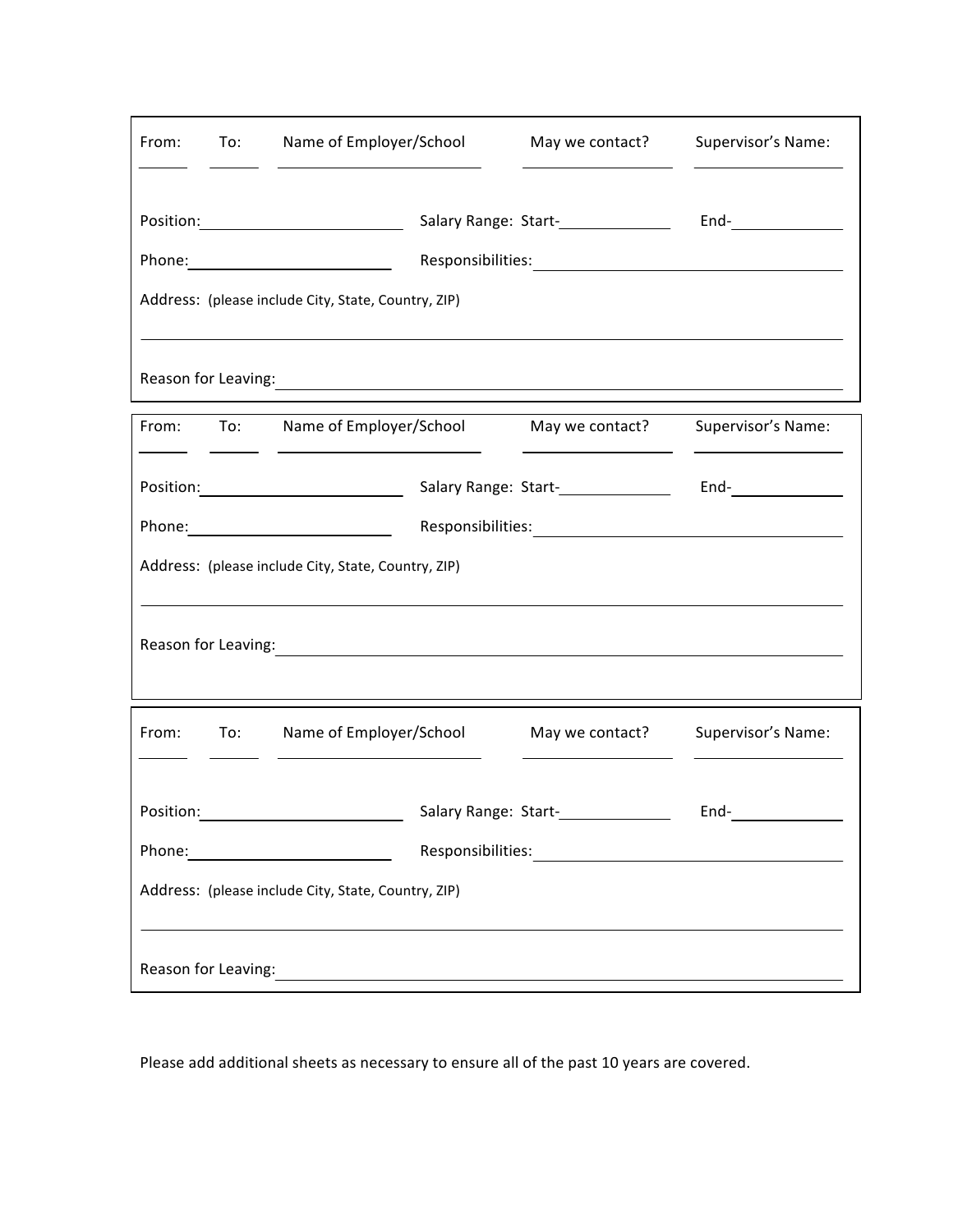From: _____ To: _____ Name of Employer/School _______________ May we contact? _______________ Supervisor's Name: _______________

Position: _______________ Salary Range: Start-_______________ End-_______________

Phone: _______________ Responsibilities: _______________

Address: (please include City, State, Country, ZIP)

_______________________________________________

Reason for Leaving: _______________________________________________

---

From: _____ To: _____ Name of Employer/School _______________ May we contact? _______________ Supervisor's Name: _______________

Position: _______________ Salary Range: Start-_______________ End-_______________

Phone: _______________ Responsibilities: _______________

Address: (please include City, State, Country, ZIP)

_______________________________________________

Reason for Leaving: _______________________________________________

---

From: _____ To: _____ Name of Employer/School _______________ May we contact? _______________ Supervisor's Name: _______________

Position: _______________ Salary Range: Start-_______________ End-_______________

Phone: _______________ Responsibilities: _______________

Address: (please include City, State, Country, ZIP)

_______________________________________________

Reason for Leaving: _______________________________________________

---

Please add additional sheets as necessary to ensure all of the past 10 years are covered.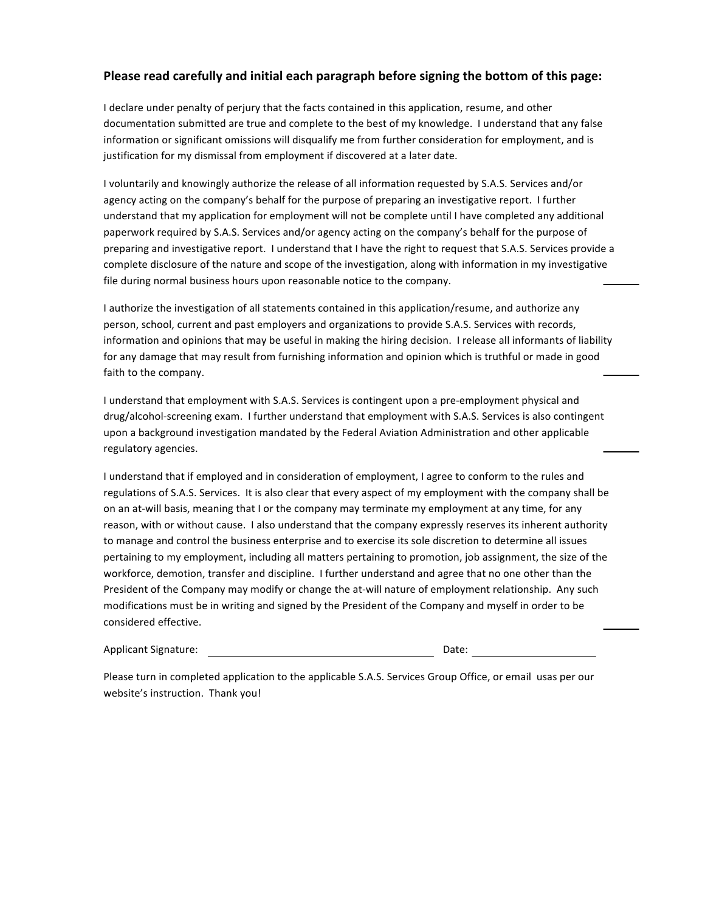### Please read carefully and initial each paragraph before signing the bottom of this page:

I declare under penalty of perjury that the facts contained in this application, resume, and other documentation submitted are true and complete to the best of my knowledge. I understand that any false information or significant omissions will disqualify me from further consideration for employment, and is justification for my dismissal from employment if discovered at a later date.

I voluntarily and knowingly authorize the release of all information requested by S.A.S. Services and/or agency acting on the company's behalf for the purpose of preparing an investigative report. I further understand that my application for employment will not be complete until I have completed any additional paperwork required by S.A.S. Services and/or agency acting on the company's behalf for the purpose of preparing and investigative report. I understand that I have the right to request that S.A.S. Services provide a complete disclosure of the nature and scope of the investigation, along with information in my investigative file during normal business hours upon reasonable notice to the company. ______

I authorize the investigation of all statements contained in this application/resume, and authorize any person, school, current and past employers and organizations to provide S.A.S. Services with records, information and opinions that may be useful in making the hiring decision. I release all informants of liability for any damage that may result from furnishing information and opinion which is truthful or made in good faith to the company. ______

I understand that employment with S.A.S. Services is contingent upon a pre-employment physical and drug/alcohol-screening exam. I further understand that employment with S.A.S. Services is also contingent upon a background investigation mandated by the Federal Aviation Administration and other applicable regulatory agencies. ______

I understand that if employed and in consideration of employment, I agree to conform to the rules and regulations of S.A.S. Services. It is also clear that every aspect of my employment with the company shall be on an at-will basis, meaning that I or the company may terminate my employment at any time, for any reason, with or without cause. I also understand that the company expressly reserves its inherent authority to manage and control the business enterprise and to exercise its sole discretion to determine all issues pertaining to my employment, including all matters pertaining to promotion, job assignment, the size of the workforce, demotion, transfer and discipline. I further understand and agree that no one other than the President of the Company may modify or change the at-will nature of employment relationship. Any such modifications must be in writing and signed by the President of the Company and myself in order to be considered effective. ______

Applicant Signature: ______________________________ Date: ________________

Please turn in completed application to the applicable S.A.S. Services Group Office, or email usas per our website's instruction. Thank you!